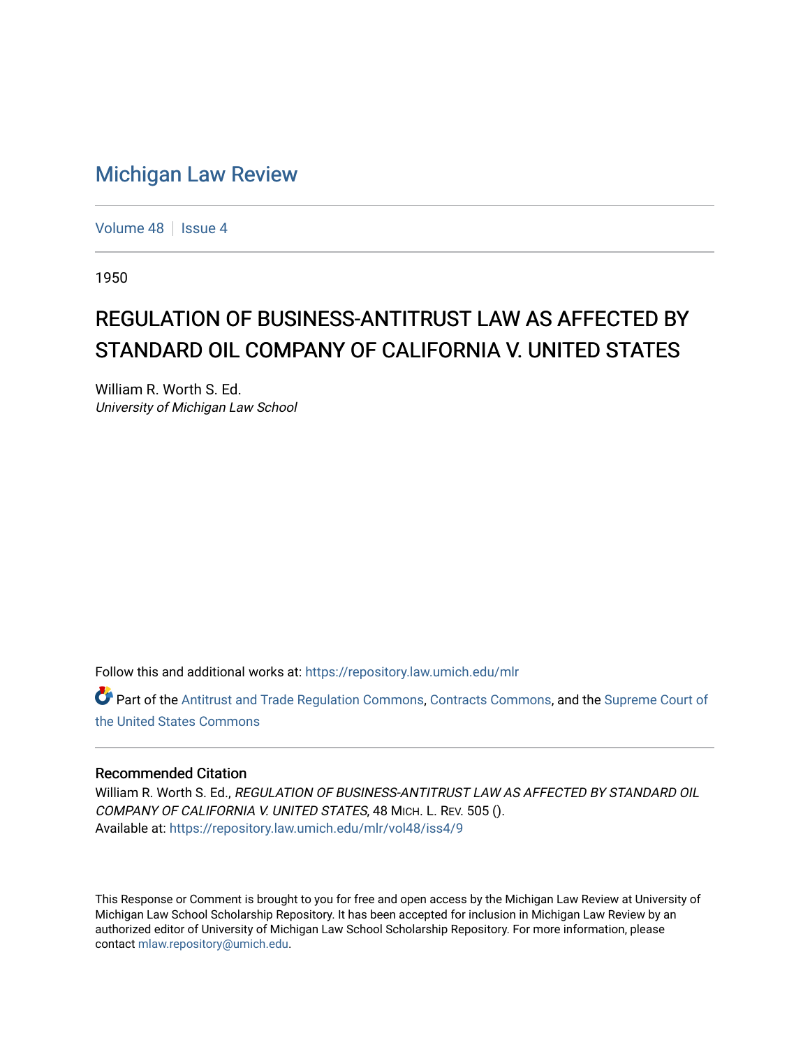# Michigan Law Review

Volume 48 | Issue 4

1950

## REGULATION OF BUSINESS-ANTITRUST LAW AS AFFECTED BY STANDARD OIL COMPANY OF CALIFORNIA V. UNITED STATES

William R. Worth S. Ed.
*University of Michigan Law School*

Follow this and additional works at: https://repository.law.umich.edu/mlr

Part of the Antitrust and Trade Regulation Commons, Contracts Commons, and the Supreme Court of the United States Commons

### Recommended Citation

William R. Worth S. Ed., *REGULATION OF BUSINESS-ANTITRUST LAW AS AFFECTED BY STANDARD OIL COMPANY OF CALIFORNIA V. UNITED STATES*, 48 MICH. L. REV. 505 ().
Available at: https://repository.law.umich.edu/mlr/vol48/iss4/9

This Response or Comment is brought to you for free and open access by the Michigan Law Review at University of Michigan Law School Scholarship Repository. It has been accepted for inclusion in Michigan Law Review by an authorized editor of University of Michigan Law School Scholarship Repository. For more information, please contact mlaw.repository@umich.edu.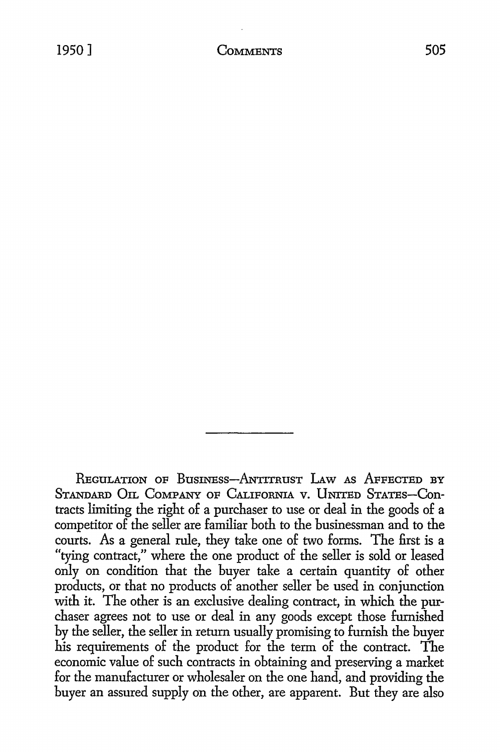Regulation of Business—Antitrust Law as Affected by Standard Oil Company of California v. United States—Contracts limiting the right of a purchaser to use or deal in the goods of a competitor of the seller are familiar both to the businessman and to the courts. As a general rule, they take one of two forms. The first is a "tying contract," where the one product of the seller is sold or leased only on condition that the buyer take a certain quantity of other products, or that no products of another seller be used in conjunction with it. The other is an exclusive dealing contract, in which the purchaser agrees not to use or deal in any goods except those furnished by the seller, the seller in return usually promising to furnish the buyer his requirements of the product for the term of the contract. The economic value of such contracts in obtaining and preserving a market for the manufacturer or wholesaler on the one hand, and providing the buyer an assured supply on the other, are apparent. But they are also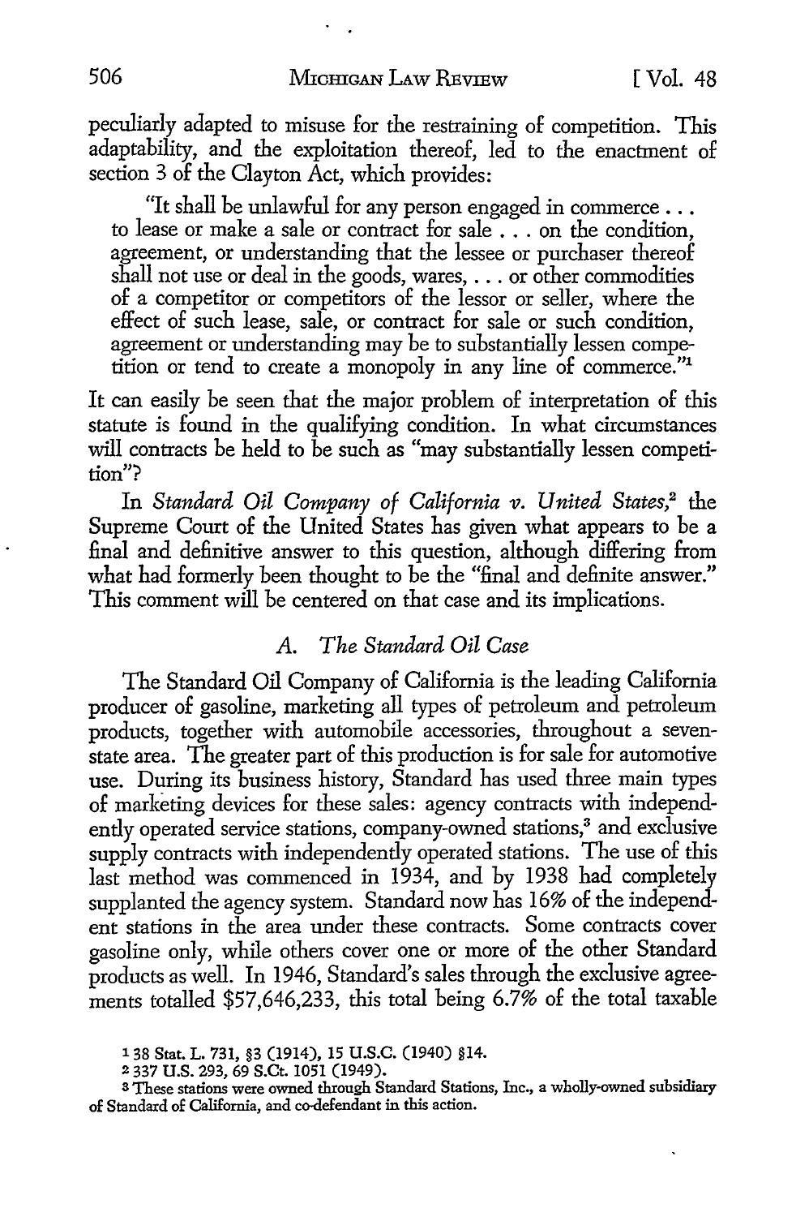peculiarly adapted to misuse for the restraining of competition. This adaptability, and the exploitation thereof, led to the enactment of section 3 of the Clayton Act, which provides:

> "It shall be unlawful for any person engaged in commerce . . . to lease or make a sale or contract for sale . . . on the condition, agreement, or understanding that the lessee or purchaser thereof shall not use or deal in the goods, wares, . . . or other commodities of a competitor or competitors of the lessor or seller, where the effect of such lease, sale, or contract for sale or such condition, agreement or understanding may be to substantially lessen competition or tend to create a monopoly in any line of commerce."[1]

It can easily be seen that the major problem of interpretation of this statute is found in the qualifying condition. In what circumstances will contracts be held to be such as "may substantially lessen competition"?

In *Standard Oil Company of California v. United States*,[2] the Supreme Court of the United States has given what appears to be a final and definitive answer to this question, although differing from what had formerly been thought to be the "final and definite answer." This comment will be centered on that case and its implications.

### A. *The Standard Oil Case*

The Standard Oil Company of California is the leading California producer of gasoline, marketing all types of petroleum and petroleum products, together with automobile accessories, throughout a seven-state area. The greater part of this production is for sale for automotive use. During its business history, Standard has used three main types of marketing devices for these sales: agency contracts with independently operated service stations, company-owned stations,[3] and exclusive supply contracts with independently operated stations. The use of this last method was commenced in 1934, and by 1938 had completely supplanted the agency system. Standard now has 16% of the independent stations in the area under these contracts. Some contracts cover gasoline only, while others cover one or more of the other Standard products as well. In 1946, Standard's sales through the exclusive agreements totalled $57,646,233, this total being 6.7% of the total taxable

---

[1] 38 Stat. L. 731, §3 (1914), 15 U.S.C. (1940) §14.

[2] 337 U.S. 293, 69 S.Ct. 1051 (1949).

[3] These stations were owned through Standard Stations, Inc., a wholly-owned subsidiary of Standard of California, and co-defendant in this action.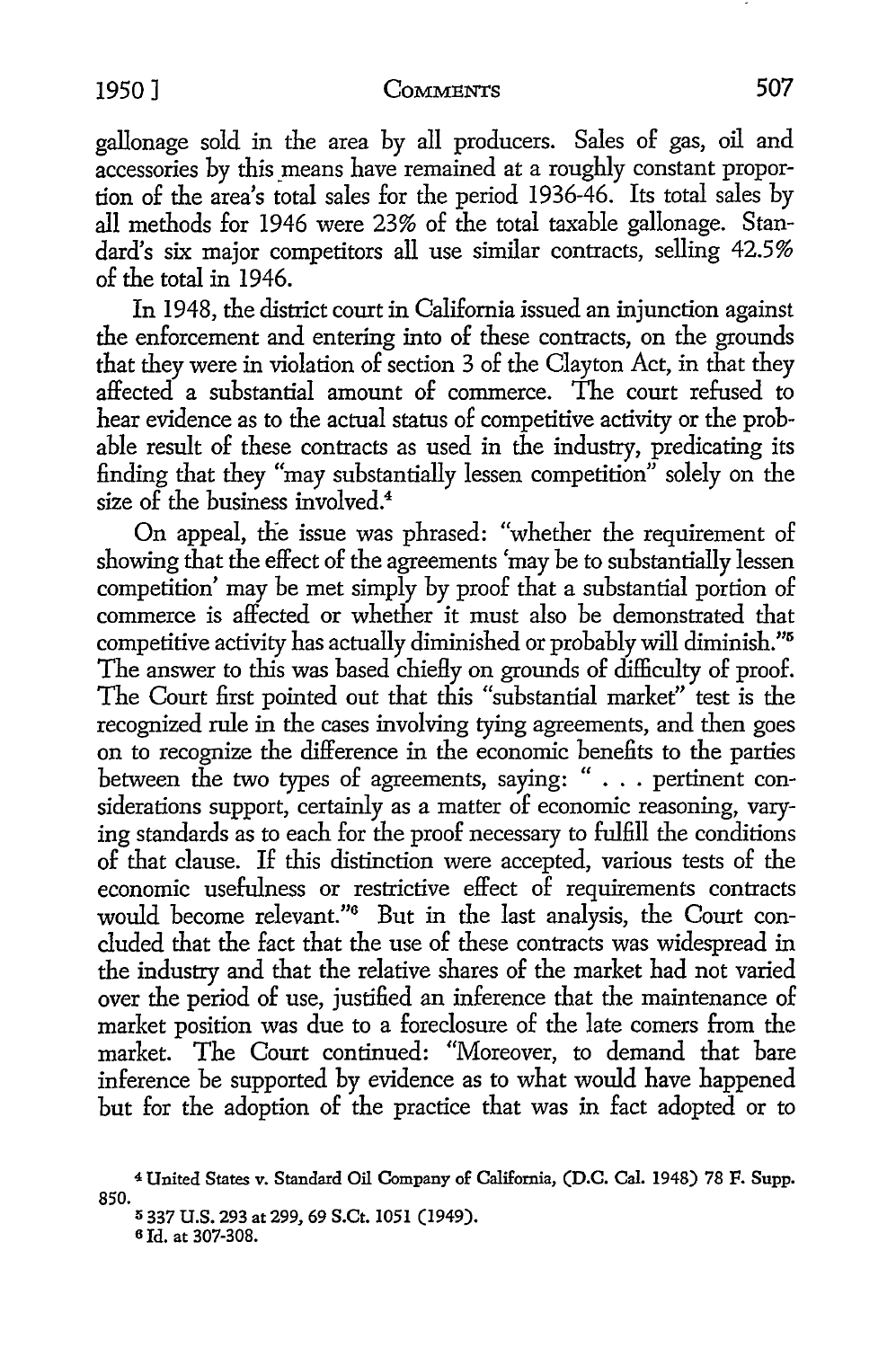gallonage sold in the area by all producers. Sales of gas, oil and accessories by this means have remained at a roughly constant proportion of the area's total sales for the period 1936-46. Its total sales by all methods for 1946 were 23% of the total taxable gallonage. Standard's six major competitors all use similar contracts, selling 42.5% of the total in 1946.

In 1948, the district court in California issued an injunction against the enforcement and entering into of these contracts, on the grounds that they were in violation of section 3 of the Clayton Act, in that they affected a substantial amount of commerce. The court refused to hear evidence as to the actual status of competitive activity or the probable result of these contracts as used in the industry, predicating its finding that they "may substantially lessen competition" solely on the size of the business involved.[4]

On appeal, the issue was phrased: "whether the requirement of showing that the effect of the agreements 'may be to substantially lessen competition' may be met simply by proof that a substantial portion of commerce is affected or whether it must also be demonstrated that competitive activity has actually diminished or probably will diminish."[5] The answer to this was based chiefly on grounds of difficulty of proof. The Court first pointed out that this "substantial market" test is the recognized rule in the cases involving tying agreements, and then goes on to recognize the difference in the economic benefits to the parties between the two types of agreements, saying: " . . . pertinent considerations support, certainly as a matter of economic reasoning, varying standards as to each for the proof necessary to fulfill the conditions of that clause. If this distinction were accepted, various tests of the economic usefulness or restrictive effect of requirements contracts would become relevant."[6] But in the last analysis, the Court concluded that the fact that the use of these contracts was widespread in the industry and that the relative shares of the market had not varied over the period of use, justified an inference that the maintenance of market position was due to a foreclosure of the late comers from the market. The Court continued: "Moreover, to demand that bare inference be supported by evidence as to what would have happened but for the adoption of the practice that was in fact adopted or to

[4] United States v. Standard Oil Company of California, (D.C. Cal. 1948) 78 F. Supp. 850.

[5] 337 U.S. 293 at 299, 69 S.Ct. 1051 (1949).

[6] Id. at 307-308.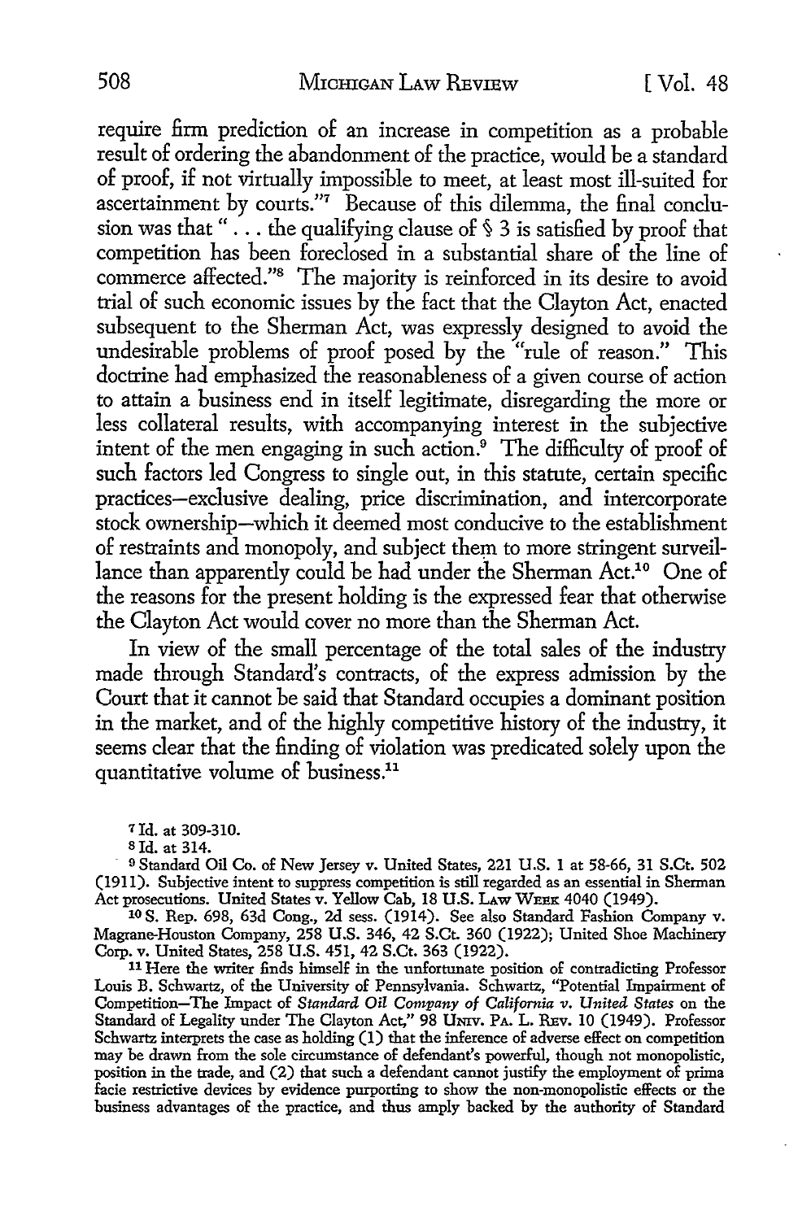require firm prediction of an increase in competition as a probable result of ordering the abandonment of the practice, would be a standard of proof, if not virtually impossible to meet, at least most ill-suited for ascertainment by courts."[7] Because of this dilemma, the final conclusion was that "... the qualifying clause of § 3 is satisfied by proof that competition has been foreclosed in a substantial share of the line of commerce affected."[8] The majority is reinforced in its desire to avoid trial of such economic issues by the fact that the Clayton Act, enacted subsequent to the Sherman Act, was expressly designed to avoid the undesirable problems of proof posed by the "rule of reason." This doctrine had emphasized the reasonableness of a given course of action to attain a business end in itself legitimate, disregarding the more or less collateral results, with accompanying interest in the subjective intent of the men engaging in such action.[9] The difficulty of proof of such factors led Congress to single out, in this statute, certain specific practices—exclusive dealing, price discrimination, and intercorporate stock ownership—which it deemed most conducive to the establishment of restraints and monopoly, and subject them to more stringent surveillance than apparently could be had under the Sherman Act.[10] One of the reasons for the present holding is the expressed fear that otherwise the Clayton Act would cover no more than the Sherman Act.

In view of the small percentage of the total sales of the industry made through Standard's contracts, of the express admission by the Court that it cannot be said that Standard occupies a dominant position in the market, and of the highly competitive history of the industry, it seems clear that the finding of violation was predicated solely upon the quantitative volume of business.[11]

[7] Id. at 309-310.

[8] Id. at 314.

[9] Standard Oil Co. of New Jersey v. United States, 221 U.S. 1 at 58-66, 31 S.Ct. 502 (1911). Subjective intent to suppress competition is still regarded as an essential in Sherman Act prosecutions. United States v. Yellow Cab, 18 U.S. LAW WEEK 4040 (1949).

[10] S. Rep. 698, 63d Cong., 2d sess. (1914). See also Standard Fashion Company v. Magrane-Houston Company, 258 U.S. 346, 42 S.Ct. 360 (1922); United Shoe Machinery Corp. v. United States, 258 U.S. 451, 42 S.Ct. 363 (1922).

[11] Here the writer finds himself in the unfortunate position of contradicting Professor Louis B. Schwartz, of the University of Pennsylvania. Schwartz, "Potential Impairment of Competition—The Impact of *Standard Oil Company of California v. United States* on the Standard of Legality under The Clayton Act," 98 UNIV. PA. L. REV. 10 (1949). Professor Schwartz interprets the case as holding (1) that the inference of adverse effect on competition may be drawn from the sole circumstance of defendant's powerful, though not monopolistic, position in the trade, and (2) that such a defendant cannot justify the employment of prima facie restrictive devices by evidence purporting to show the non-monopolistic effects or the business advantages of the practice, and thus amply backed by the authority of Standard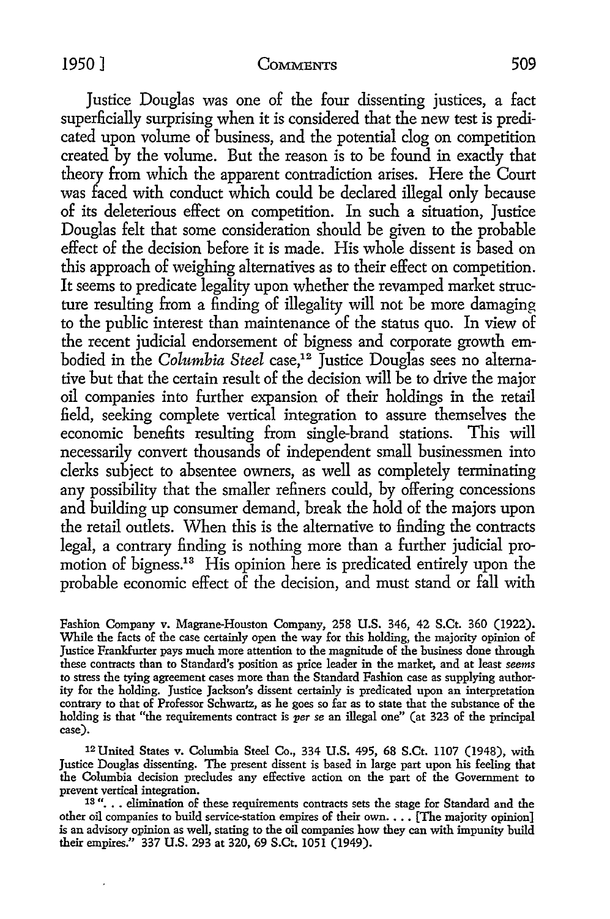Justice Douglas was one of the four dissenting justices, a fact superficially surprising when it is considered that the new test is predicated upon volume of business, and the potential clog on competition created by the volume. But the reason is to be found in exactly that theory from which the apparent contradiction arises. Here the Court was faced with conduct which could be declared illegal only because of its deleterious effect on competition. In such a situation, Justice Douglas felt that some consideration should be given to the probable effect of the decision before it is made. His whole dissent is based on this approach of weighing alternatives as to their effect on competition. It seems to predicate legality upon whether the revamped market structure resulting from a finding of illegality will not be more damaging to the public interest than maintenance of the status quo. In view of the recent judicial endorsement of bigness and corporate growth embodied in the *Columbia Steel* case,[12] Justice Douglas sees no alternative but that the certain result of the decision will be to drive the major oil companies into further expansion of their holdings in the retail field, seeking complete vertical integration to assure themselves the economic benefits resulting from single-brand stations. This will necessarily convert thousands of independent small businessmen into clerks subject to absentee owners, as well as completely terminating any possibility that the smaller refiners could, by offering concessions and building up consumer demand, break the hold of the majors upon the retail outlets. When this is the alternative to finding the contracts legal, a contrary finding is nothing more than a further judicial promotion of bigness.[13] His opinion here is predicated entirely upon the probable economic effect of the decision, and must stand or fall with

Fashion Company v. Magrane-Houston Company, 258 U.S. 346, 42 S.Ct. 360 (1922). While the facts of the case certainly open the way for this holding, the majority opinion of Justice Frankfurter pays much more attention to the magnitude of the business done through these contracts than to Standard's position as price leader in the market, and at least *seems* to stress the tying agreement cases more than the Standard Fashion case as supplying authority for the holding. Justice Jackson's dissent certainly is predicated upon an interpretation contrary to that of Professor Schwartz, as he goes so far as to state that the substance of the holding is that "the requirements contract is *per se* an illegal one" (at 323 of the principal case).

[12] United States v. Columbia Steel Co., 334 U.S. 495, 68 S.Ct. 1107 (1948), with Justice Douglas dissenting. The present dissent is based in large part upon his feeling that the Columbia decision precludes any effective action on the part of the Government to prevent vertical integration.

[13] ". . . elimination of these requirements contracts sets the stage for Standard and the other oil companies to build service-station empires of their own. . . . [The majority opinion] is an advisory opinion as well, stating to the oil companies how they can with impunity build their empires." 337 U.S. 293 at 320, 69 S.Ct. 1051 (1949).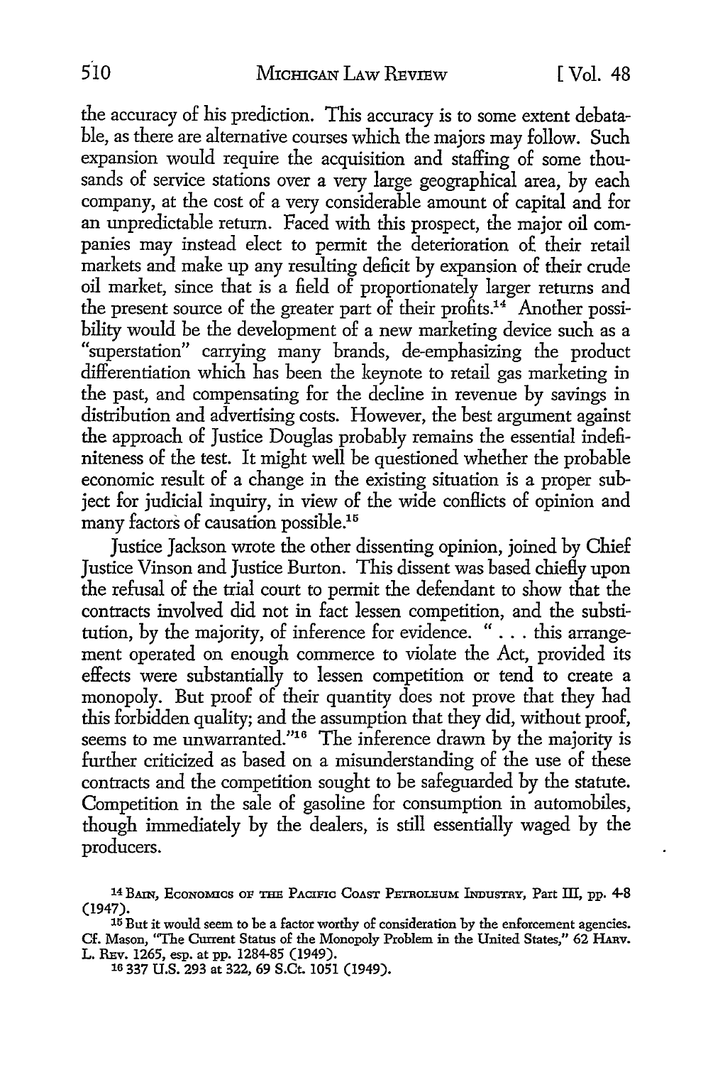the accuracy of his prediction. This accuracy is to some extent debatable, as there are alternative courses which the majors may follow. Such expansion would require the acquisition and staffing of some thousands of service stations over a very large geographical area, by each company, at the cost of a very considerable amount of capital and for an unpredictable return. Faced with this prospect, the major oil companies may instead elect to permit the deterioration of their retail markets and make up any resulting deficit by expansion of their crude oil market, since that is a field of proportionately larger returns and the present source of the greater part of their profits.[14] Another possibility would be the development of a new marketing device such as a "superstation" carrying many brands, de-emphasizing the product differentiation which has been the keynote to retail gas marketing in the past, and compensating for the decline in revenue by savings in distribution and advertising costs. However, the best argument against the approach of Justice Douglas probably remains the essential indefiniteness of the test. It might well be questioned whether the probable economic result of a change in the existing situation is a proper subject for judicial inquiry, in view of the wide conflicts of opinion and many factors of causation possible.[15]

Justice Jackson wrote the other dissenting opinion, joined by Chief Justice Vinson and Justice Burton. This dissent was based chiefly upon the refusal of the trial court to permit the defendant to show that the contracts involved did not in fact lessen competition, and the substitution, by the majority, of inference for evidence. " . . . this arrangement operated on enough commerce to violate the Act, provided its effects were substantially to lessen competition or tend to create a monopoly. But proof of their quantity does not prove that they had this forbidden quality; and the assumption that they did, without proof, seems to me unwarranted."[16] The inference drawn by the majority is further criticized as based on a misunderstanding of the use of these contracts and the competition sought to be safeguarded by the statute. Competition in the sale of gasoline for consumption in automobiles, though immediately by the dealers, is still essentially waged by the producers.

[14] BAIN, ECONOMICS OF THE PACIFIC COAST PETROLEUM INDUSTRY, Part III, pp. 4-8 (1947).

[15] But it would seem to be a factor worthy of consideration by the enforcement agencies. Cf. Mason, "The Current Status of the Monopoly Problem in the United States," 62 HARV. L. REV. 1265, esp. at pp. 1284-85 (1949).

[16] 337 U.S. 293 at 322, 69 S.Ct. 1051 (1949).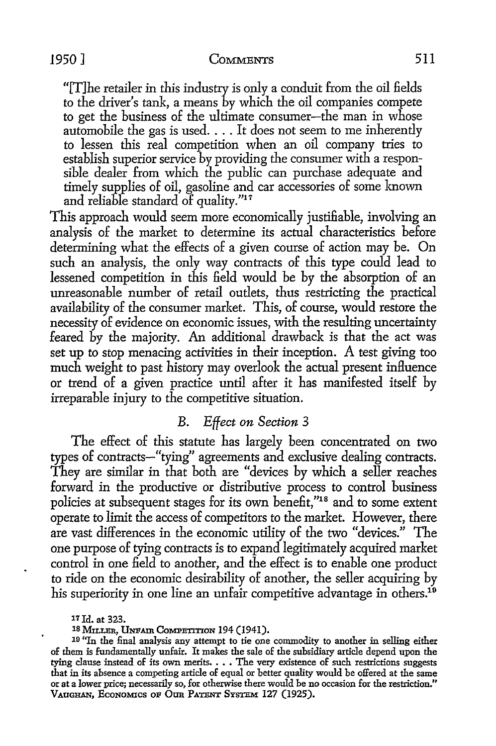"[T]he retailer in this industry is only a conduit from the oil fields to the driver's tank, a means by which the oil companies compete to get the business of the ultimate consumer—the man in whose automobile the gas is used. . . . It does not seem to me inherently to lessen this real competition when an oil company tries to establish superior service by providing the consumer with a responsible dealer from which the public can purchase adequate and timely supplies of oil, gasoline and car accessories of some known and reliable standard of quality."[17]

This approach would seem more economically justifiable, involving an analysis of the market to determine its actual characteristics before determining what the effects of a given course of action may be. On such an analysis, the only way contracts of this type could lead to lessened competition in this field would be by the absorption of an unreasonable number of retail outlets, thus restricting the practical availability of the consumer market. This, of course, would restore the necessity of evidence on economic issues, with the resulting uncertainty feared by the majority. An additional drawback is that the act was set up to stop menacing activities in their inception. A test giving too much weight to past history may overlook the actual present influence or trend of a given practice until after it has manifested itself by irreparable injury to the competitive situation.

### B. *Effect on Section 3*

The effect of this statute has largely been concentrated on two types of contracts—"tying" agreements and exclusive dealing contracts. They are similar in that both are "devices by which a seller reaches forward in the productive or distributive process to control business policies at subsequent stages for its own benefit,"[18] and to some extent operate to limit the access of competitors to the market. However, there are vast differences in the economic utility of the two "devices." The one purpose of tying contracts is to expand legitimately acquired market control in one field to another, and the effect is to enable one product to ride on the economic desirability of another, the seller acquiring by his superiority in one line an unfair competitive advantage in others.[19]

---

[17] Id. at 323.

[18] MILLER, UNFAIR COMPETITION 194 (1941).

[19] "In the final analysis any attempt to tie one commodity to another in selling either of them is fundamentally unfair. It makes the sale of the subsidiary article depend upon the tying clause instead of its own merits. . . . The very existence of such restrictions suggests that in its absence a competing article of equal or better quality would be offered at the same or at a lower price; necessarily so, for otherwise there would be no occasion for the restriction." VAUGHAN, ECONOMICS OF OUR PATENT SYSTEM 127 (1925).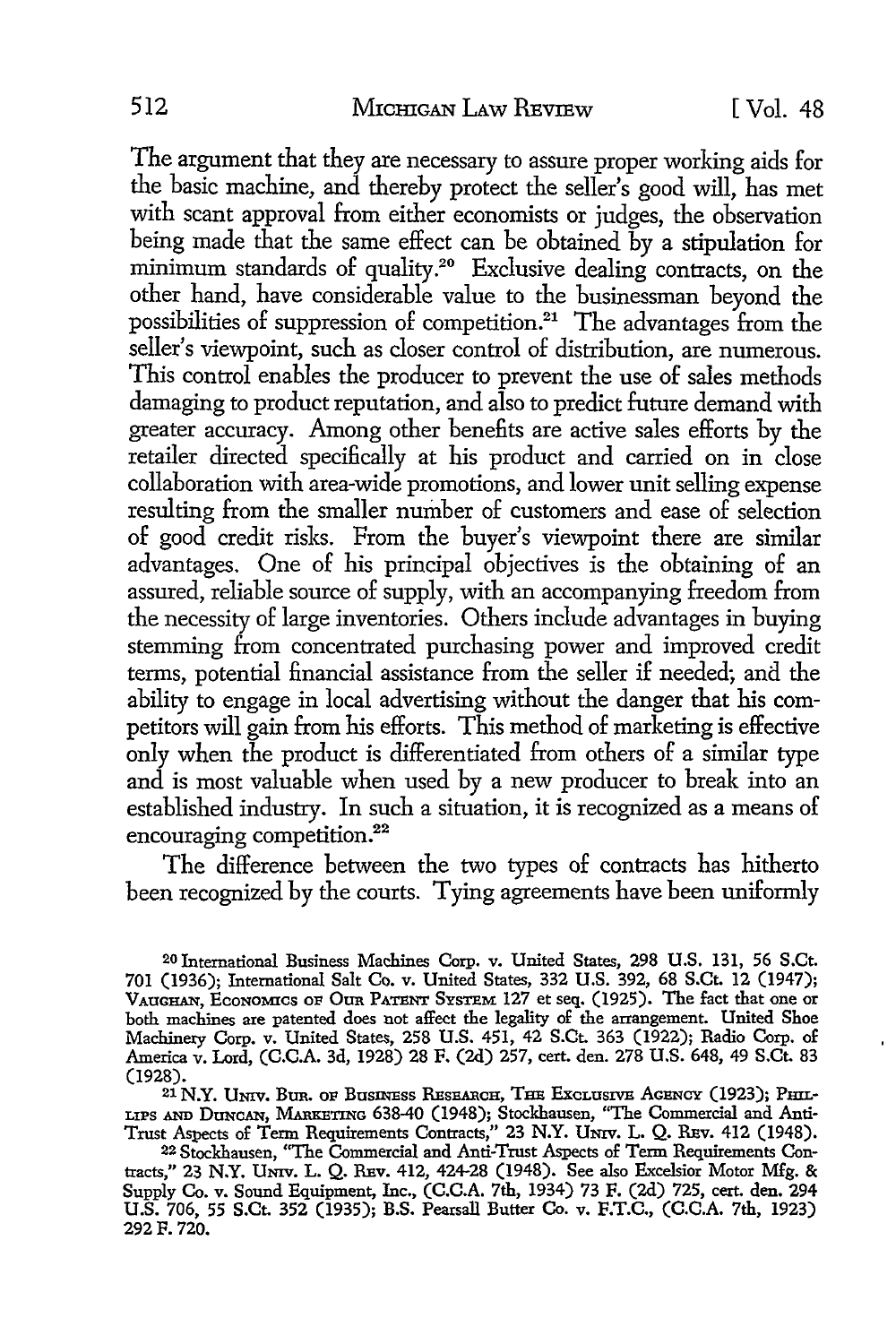The argument that they are necessary to assure proper working aids for the basic machine, and thereby protect the seller's good will, has met with scant approval from either economists or judges, the observation being made that the same effect can be obtained by a stipulation for minimum standards of quality.[20] Exclusive dealing contracts, on the other hand, have considerable value to the businessman beyond the possibilities of suppression of competition.[21] The advantages from the seller's viewpoint, such as closer control of distribution, are numerous. This control enables the producer to prevent the use of sales methods damaging to product reputation, and also to predict future demand with greater accuracy. Among other benefits are active sales efforts by the retailer directed specifically at his product and carried on in close collaboration with area-wide promotions, and lower unit selling expense resulting from the smaller number of customers and ease of selection of good credit risks. From the buyer's viewpoint there are similar advantages. One of his principal objectives is the obtaining of an assured, reliable source of supply, with an accompanying freedom from the necessity of large inventories. Others include advantages in buying stemming from concentrated purchasing power and improved credit terms, potential financial assistance from the seller if needed; and the ability to engage in local advertising without the danger that his competitors will gain from his efforts. This method of marketing is effective only when the product is differentiated from others of a similar type and is most valuable when used by a new producer to break into an established industry. In such a situation, it is recognized as a means of encouraging competition.[22]

The difference between the two types of contracts has hitherto been recognized by the courts. Tying agreements have been uniformly

---

[20] International Business Machines Corp. v. United States, 298 U.S. 131, 56 S.Ct. 701 (1936); International Salt Co. v. United States, 332 U.S. 392, 68 S.Ct. 12 (1947); VAUGHAN, ECONOMICS OF OUR PATENT SYSTEM 127 et seq. (1925). The fact that one or both machines are patented does not affect the legality of the arrangement. United Shoe Machinery Corp. v. United States, 258 U.S. 451, 42 S.Ct. 363 (1922); Radio Corp. of America v. Lord, (C.C.A. 3d, 1928) 28 F. (2d) 257, cert. den. 278 U.S. 648, 49 S.Ct. 83 (1928).

[21] N.Y. UNIV. BUR. OF BUSINESS RESEARCH, THE EXCLUSIVE AGENCY (1923); PHILLIPS AND DUNCAN, MARKETING 638-40 (1948); Stockhausen, "The Commercial and Anti-Trust Aspects of Term Requirements Contracts," 23 N.Y. UNIV. L. Q. REV. 412 (1948).

[22] Stockhausen, "The Commercial and Anti-Trust Aspects of Term Requirements Contracts," 23 N.Y. UNIV. L. Q. REV. 412, 424-28 (1948). See also Excelsior Motor Mfg. & Supply Co. v. Sound Equipment, Inc., (C.C.A. 7th, 1934) 73 F. (2d) 725, cert. den. 294 U.S. 706, 55 S.Ct. 352 (1935); B.S. Pearsall Butter Co. v. F.T.C., (C.C.A. 7th, 1923) 292 F. 720.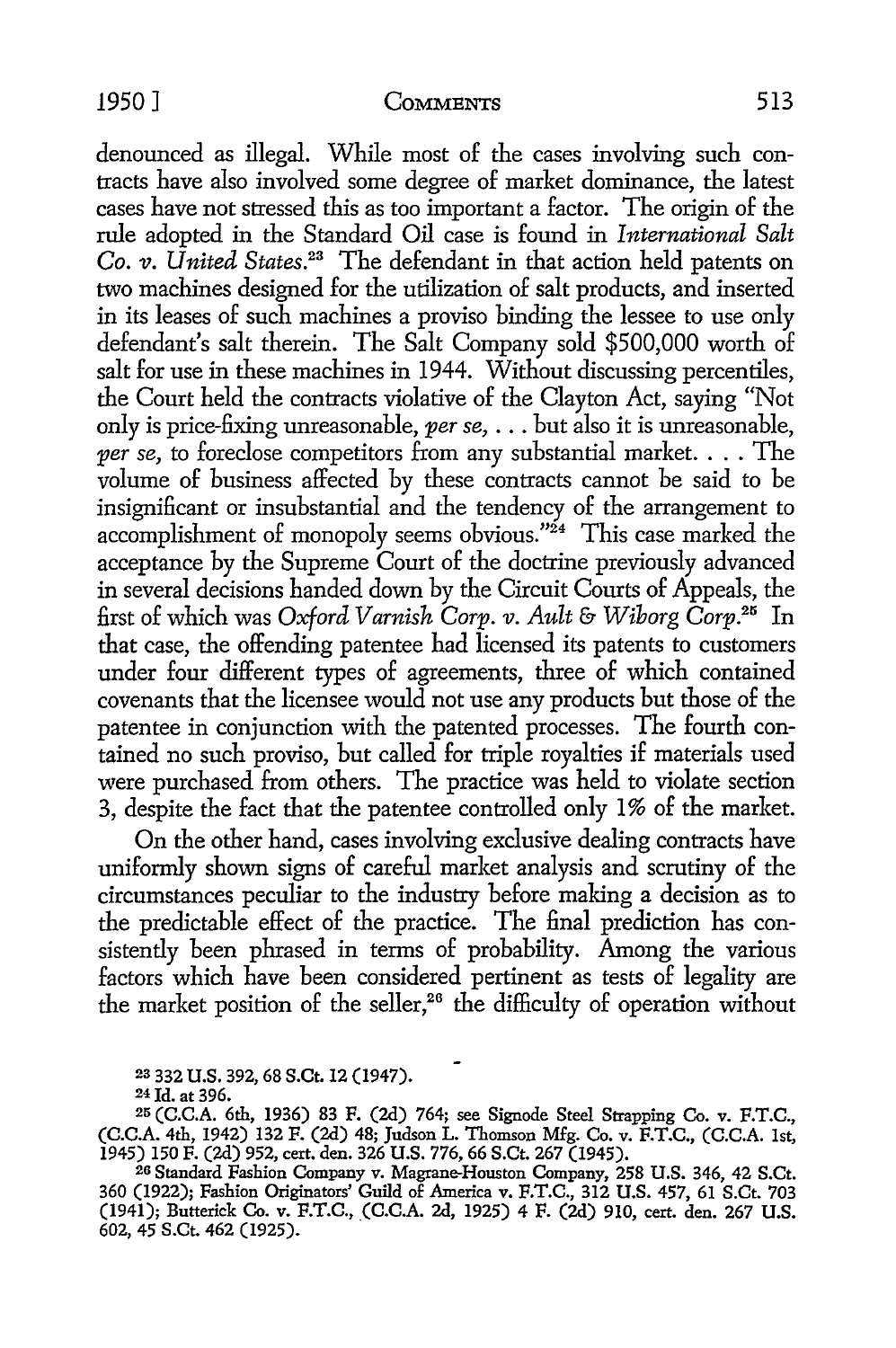denounced as illegal. While most of the cases involving such contracts have also involved some degree of market dominance, the latest cases have not stressed this as too important a factor. The origin of the rule adopted in the Standard Oil case is found in *International Salt Co. v. United States*.[23] The defendant in that action held patents on two machines designed for the utilization of salt products, and inserted in its leases of such machines a proviso binding the lessee to use only defendant's salt therein. The Salt Company sold $500,000 worth of salt for use in these machines in 1944. Without discussing percentiles, the Court held the contracts violative of the Clayton Act, saying "Not only is price-fixing unreasonable, *per se*, . . . but also it is unreasonable, *per se*, to foreclose competitors from any substantial market. . . . The volume of business affected by these contracts cannot be said to be insignificant or insubstantial and the tendency of the arrangement to accomplishment of monopoly seems obvious."[24] This case marked the acceptance by the Supreme Court of the doctrine previously advanced in several decisions handed down by the Circuit Courts of Appeals, the first of which was *Oxford Varnish Corp. v. Ault & Wiborg Corp.*[25] In that case, the offending patentee had licensed its patents to customers under four different types of agreements, three of which contained covenants that the licensee would not use any products but those of the patentee in conjunction with the patented processes. The fourth contained no such proviso, but called for triple royalties if materials used were purchased from others. The practice was held to violate section 3, despite the fact that the patentee controlled only 1% of the market.

On the other hand, cases involving exclusive dealing contracts have uniformly shown signs of careful market analysis and scrutiny of the circumstances peculiar to the industry before making a decision as to the predictable effect of the practice. The final prediction has consistently been phrased in terms of probability. Among the various factors which have been considered pertinent as tests of legality are the market position of the seller,[26] the difficulty of operation without

---

[23] 332 U.S. 392, 68 S.Ct. 12 (1947).

[24] Id. at 396.

[25] (C.C.A. 6th, 1936) 83 F. (2d) 764; see Signode Steel Strapping Co. v. F.T.C., (C.C.A. 4th, 1942) 132 F. (2d) 48; Judson L. Thomson Mfg. Co. v. F.T.C., (C.C.A. 1st, 1945) 150 F. (2d) 952, cert. den. 326 U.S. 776, 66 S.Ct. 267 (1945).

[26] Standard Fashion Company v. Magrane-Houston Company, 258 U.S. 346, 42 S.Ct. 360 (1922); Fashion Originators' Guild of America v. F.T.C., 312 U.S. 457, 61 S.Ct. 703 (1941); Butterick Co. v. F.T.C., (C.C.A. 2d, 1925) 4 F. (2d) 910, cert. den. 267 U.S. 602, 45 S.Ct. 462 (1925).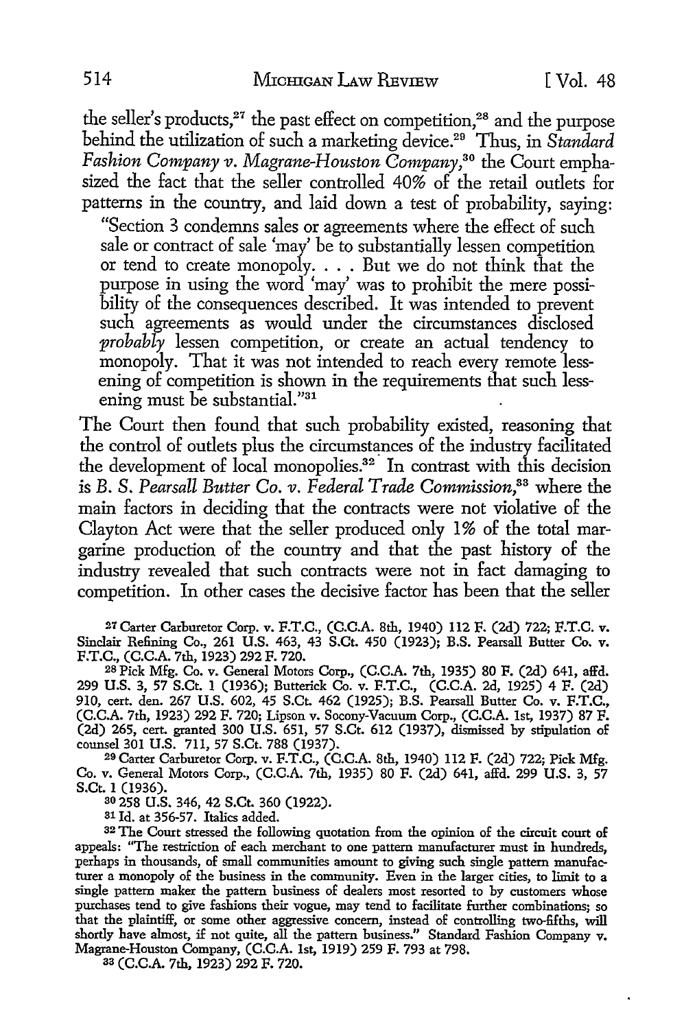the seller's products,[27] the past effect on competition,[28] and the purpose behind the utilization of such a marketing device.[29] Thus, in *Standard Fashion Company v. Magrane-Houston Company*,[30] the Court emphasized the fact that the seller controlled 40% of the retail outlets for patterns in the country, and laid down a test of probability, saying:

> "Section 3 condemns sales or agreements where the effect of such sale or contract of sale 'may' be to substantially lessen competition or tend to create monopoly. . . . But we do not think that the purpose in using the word 'may' was to prohibit the mere possibility of the consequences described. It was intended to prevent such agreements as would under the circumstances disclosed *probably* lessen competition, or create an actual tendency to monopoly. That it was not intended to reach every remote lessening of competition is shown in the requirements that such lessening must be substantial."[31]

The Court then found that such probability existed, reasoning that the control of outlets plus the circumstances of the industry facilitated the development of local monopolies.[32] In contrast with this decision is *B. S. Pearsall Butter Co. v. Federal Trade Commission*,[33] where the main factors in deciding that the contracts were not violative of the Clayton Act were that the seller produced only 1% of the total margarine production of the country and that the past history of the industry revealed that such contracts were not in fact damaging to competition. In other cases the decisive factor has been that the seller

[27] Carter Carburetor Corp. v. F.T.C., (C.C.A. 8th, 1940) 112 F. (2d) 722; F.T.C. v. Sinclair Refining Co., 261 U.S. 463, 43 S.Ct. 450 (1923); B.S. Pearsall Butter Co. v. F.T.C., (C.C.A. 7th, 1923) 292 F. 720.

[28] Pick Mfg. Co. v. General Motors Corp., (C.C.A. 7th, 1935) 80 F. (2d) 641, affd. 299 U.S. 3, 57 S.Ct. 1 (1936); Butterick Co. v. F.T.C., (C.C.A. 2d, 1925) 4 F. (2d) 910, cert. den. 267 U.S. 602, 45 S.Ct. 462 (1925); B.S. Pearsall Butter Co. v. F.T.C., (C.C.A. 7th, 1923) 292 F. 720; Lipson v. Socony-Vacuum Corp., (C.C.A. 1st, 1937) 87 F. (2d) 265, cert. granted 300 U.S. 651, 57 S.Ct. 612 (1937), dismissed by stipulation of counsel 301 U.S. 711, 57 S.Ct. 788 (1937).

[29] Carter Carburetor Corp. v. F.T.C., (C.C.A. 8th, 1940) 112 F. (2d) 722; Pick Mfg. Co. v. General Motors Corp., (C.C.A. 7th, 1935) 80 F. (2d) 641, affd. 299 U.S. 3, 57 S.Ct. 1 (1936).

[30] 258 U.S. 346, 42 S.Ct. 360 (1922).

[31] Id. at 356-57. Italics added.

[32] The Court stressed the following quotation from the opinion of the circuit court of appeals: "The restriction of each merchant to one pattern manufacturer must in hundreds, perhaps in thousands, of small communities amount to giving such single pattern manufacturer a monopoly of the business in the community. Even in the larger cities, to limit to a single pattern maker the pattern business of dealers most resorted to by customers whose purchases tend to give fashions their vogue, may tend to facilitate further combinations; so that the plaintiff, or some other aggressive concern, instead of controlling two-fifths, will shortly have almost, if not quite, all the pattern business." Standard Fashion Company v. Magrane-Houston Company, (C.C.A. 1st, 1919) 259 F. 793 at 798.

[33] (C.C.A. 7th, 1923) 292 F. 720.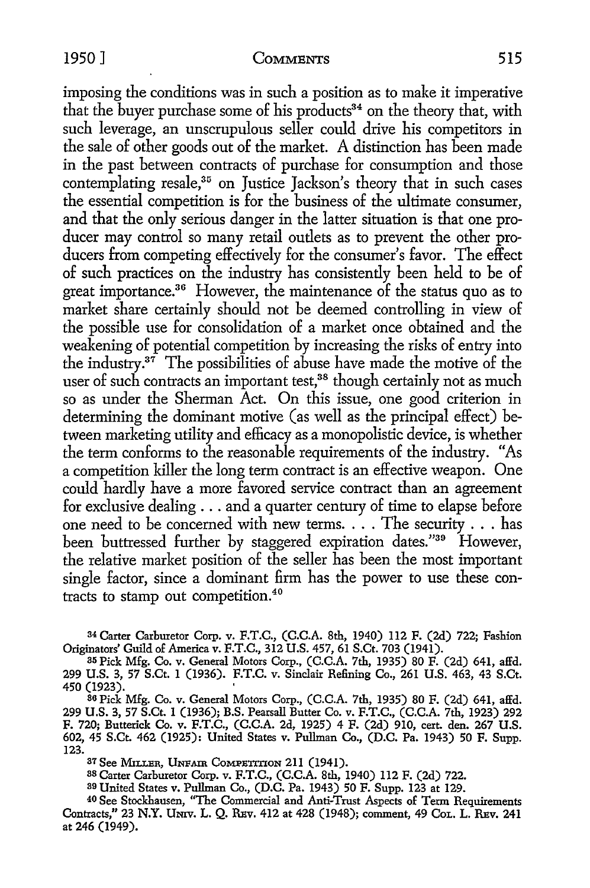imposing the conditions was in such a position as to make it imperative that the buyer purchase some of his products[34] on the theory that, with such leverage, an unscrupulous seller could drive his competitors in the sale of other goods out of the market. A distinction has been made in the past between contracts of purchase for consumption and those contemplating resale,[35] on Justice Jackson's theory that in such cases the essential competition is for the business of the ultimate consumer, and that the only serious danger in the latter situation is that one producer may control so many retail outlets as to prevent the other producers from competing effectively for the consumer's favor. The effect of such practices on the industry has consistently been held to be of great importance.[36] However, the maintenance of the status quo as to market share certainly should not be deemed controlling in view of the possible use for consolidation of a market once obtained and the weakening of potential competition by increasing the risks of entry into the industry.[37] The possibilities of abuse have made the motive of the user of such contracts an important test,[38] though certainly not as much so as under the Sherman Act. On this issue, one good criterion in determining the dominant motive (as well as the principal effect) between marketing utility and efficacy as a monopolistic device, is whether the term conforms to the reasonable requirements of the industry. "As a competition killer the long term contract is an effective weapon. One could hardly have a more favored service contract than an agreement for exclusive dealing . . . and a quarter century of time to elapse before one need to be concerned with new terms. . . . The security . . . has been buttressed further by staggered expiration dates."[39] However, the relative market position of the seller has been the most important single factor, since a dominant firm has the power to use these contracts to stamp out competition.[40]

---

[34] Carter Carburetor Corp. v. F.T.C., (C.C.A. 8th, 1940) 112 F. (2d) 722; Fashion Originators' Guild of America v. F.T.C., 312 U.S. 457, 61 S.Ct. 703 (1941).

[35] Pick Mfg. Co. v. General Motors Corp., (C.C.A. 7th, 1935) 80 F. (2d) 641, affd. 299 U.S. 3, 57 S.Ct. 1 (1936). F.T.C. v. Sinclair Refining Co., 261 U.S. 463, 43 S.Ct. 450 (1923).

[36] Pick Mfg. Co. v. General Motors Corp., (C.C.A. 7th, 1935) 80 F. (2d) 641, affd. 299 U.S. 3, 57 S.Ct. 1 (1936); B.S. Pearsall Butter Co. v. F.T.C., (C.C.A. 7th, 1923) 292 F. 720; Butterick Co. v. F.T.C., (C.C.A. 2d, 1925) 4 F. (2d) 910, cert. den. 267 U.S. 602, 45 S.Ct. 462 (1925): United States v. Pullman Co., (D.C. Pa. 1943) 50 F. Supp. 123.

[37] See Miller, Unfair Competition 211 (1941).

[38] Carter Carburetor Corp. v. F.T.C., (C.C.A. 8th, 1940) 112 F. (2d) 722.

[39] United States v. Pullman Co., (D.C. Pa. 1943) 50 F. Supp. 123 at 129.

[40] See Stockhausen, "The Commercial and Anti-Trust Aspects of Term Requirements Contracts," 23 N.Y. Univ. L. Q. Rev. 412 at 428 (1948); comment, 49 Col. L. Rev. 241 at 246 (1949).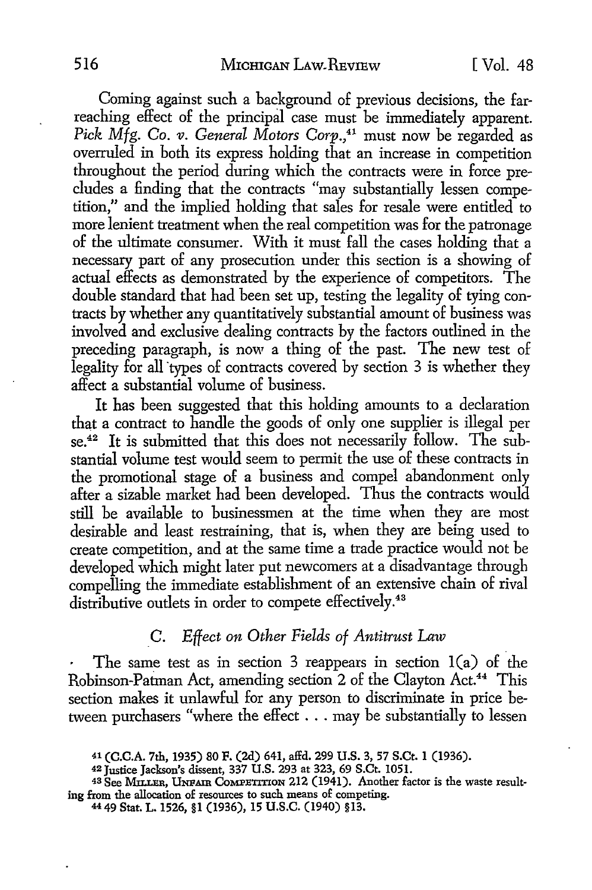Coming against such a background of previous decisions, the far-reaching effect of the principal case must be immediately apparent. *Pick Mfg. Co. v. General Motors Corp.*,[41] must now be regarded as overruled in both its express holding that an increase in competition throughout the period during which the contracts were in force precludes a finding that the contracts "may substantially lessen competition," and the implied holding that sales for resale were entitled to more lenient treatment when the real competition was for the patronage of the ultimate consumer. With it must fall the cases holding that a necessary part of any prosecution under this section is a showing of actual effects as demonstrated by the experience of competitors. The double standard that had been set up, testing the legality of tying contracts by whether any quantitatively substantial amount of business was involved and exclusive dealing contracts by the factors outlined in the preceding paragraph, is now a thing of the past. The new test of legality for all types of contracts covered by section 3 is whether they affect a substantial volume of business.

It has been suggested that this holding amounts to a declaration that a contract to handle the goods of only one supplier is illegal per se.[42] It is submitted that this does not necessarily follow. The substantial volume test would seem to permit the use of these contracts in the promotional stage of a business and compel abandonment only after a sizable market had been developed. Thus the contracts would still be available to businessmen at the time when they are most desirable and least restraining, that is, when they are being used to create competition, and at the same time a trade practice would not be developed which might later put newcomers at a disadvantage through compelling the immediate establishment of an extensive chain of rival distributive outlets in order to compete effectively.[43]

### C. *Effect on Other Fields of Antitrust Law*

The same test as in section 3 reappears in section 1(a) of the Robinson-Patman Act, amending section 2 of the Clayton Act.[44] This section makes it unlawful for any person to discriminate in price between purchasers "where the effect . . . may be substantially to lessen

---

[41] (C.C.A. 7th, 1935) 80 F. (2d) 641, affd. 299 U.S. 3, 57 S.Ct. 1 (1936).

[42] Justice Jackson's dissent, 337 U.S. 293 at 323, 69 S.Ct. 1051.

[43] See MILLER, UNFAIR COMPETITION 212 (1941). Another factor is the waste resulting from the allocation of resources to such means of competing.

[44] 49 Stat. L. 1526, §1 (1936), 15 U.S.C. (1940) §13.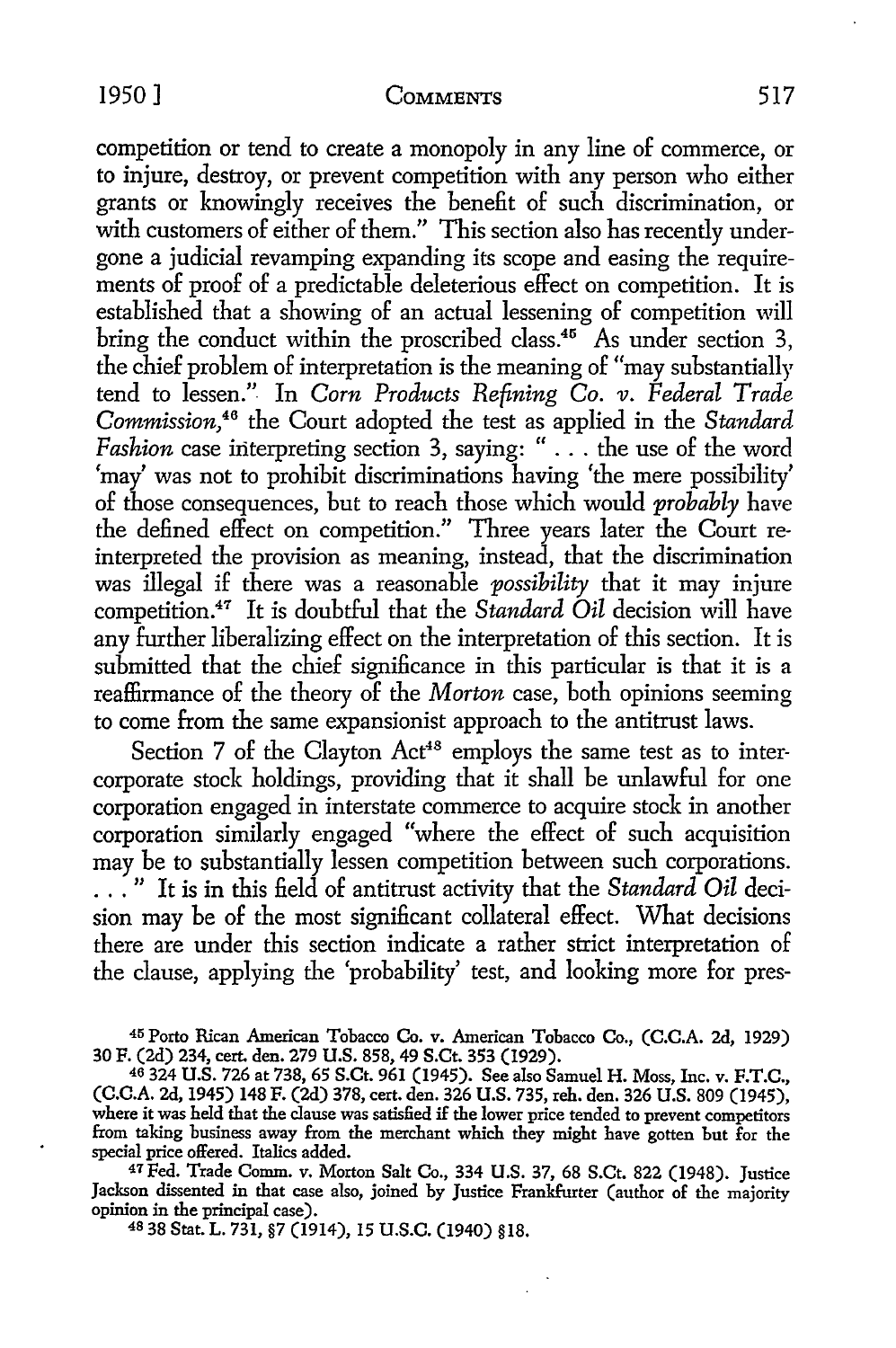competition or tend to create a monopoly in any line of commerce, or to injure, destroy, or prevent competition with any person who either grants or knowingly receives the benefit of such discrimination, or with customers of either of them." This section also has recently undergone a judicial revamping expanding its scope and easing the requirements of proof of a predictable deleterious effect on competition. It is established that a showing of an actual lessening of competition will bring the conduct within the proscribed class.[45] As under section 3, the chief problem of interpretation is the meaning of "may substantially tend to lessen." In *Corn Products Refining Co. v. Federal Trade Commission*,[46] the Court adopted the test as applied in the *Standard Fashion* case interpreting section 3, saying: " . . . the use of the word 'may' was not to prohibit discriminations having 'the mere possibility' of those consequences, but to reach those which would *probably* have the defined effect on competition." Three years later the Court reinterpreted the provision as meaning, instead, that the discrimination was illegal if there was a reasonable *possibility* that it may injure competition.[47] It is doubtful that the *Standard Oil* decision will have any further liberalizing effect on the interpretation of this section. It is submitted that the chief significance in this particular is that it is a reaffirmance of the theory of the *Morton* case, both opinions seeming to come from the same expansionist approach to the antitrust laws.

Section 7 of the Clayton Act[48] employs the same test as to intercorporate stock holdings, providing that it shall be unlawful for one corporation engaged in interstate commerce to acquire stock in another corporation similarly engaged "where the effect of such acquisition may be to substantially lessen competition between such corporations. . . ." It is in this field of antitrust activity that the *Standard Oil* decision may be of the most significant collateral effect. What decisions there are under this section indicate a rather strict interpretation of the clause, applying the 'probability' test, and looking more for pres-

---

[45] Porto Rican American Tobacco Co. v. American Tobacco Co., (C.C.A. 2d, 1929) 30 F. (2d) 234, cert. den. 279 U.S. 858, 49 S.Ct. 353 (1929).

[46] 324 U.S. 726 at 738, 65 S.Ct. 961 (1945). See also Samuel H. Moss, Inc. v. F.T.C., (C.C.A. 2d, 1945) 148 F. (2d) 378, cert. den. 326 U.S. 735, reh. den. 326 U.S. 809 (1945), where it was held that the clause was satisfied if the lower price tended to prevent competitors from taking business away from the merchant which they might have gotten but for the special price offered. Italics added.

[47] Fed. Trade Comm. v. Morton Salt Co., 334 U.S. 37, 68 S.Ct. 822 (1948). Justice Jackson dissented in that case also, joined by Justice Frankfurter (author of the majority opinion in the principal case).

[48] 38 Stat. L. 731, §7 (1914), 15 U.S.C. (1940) §18.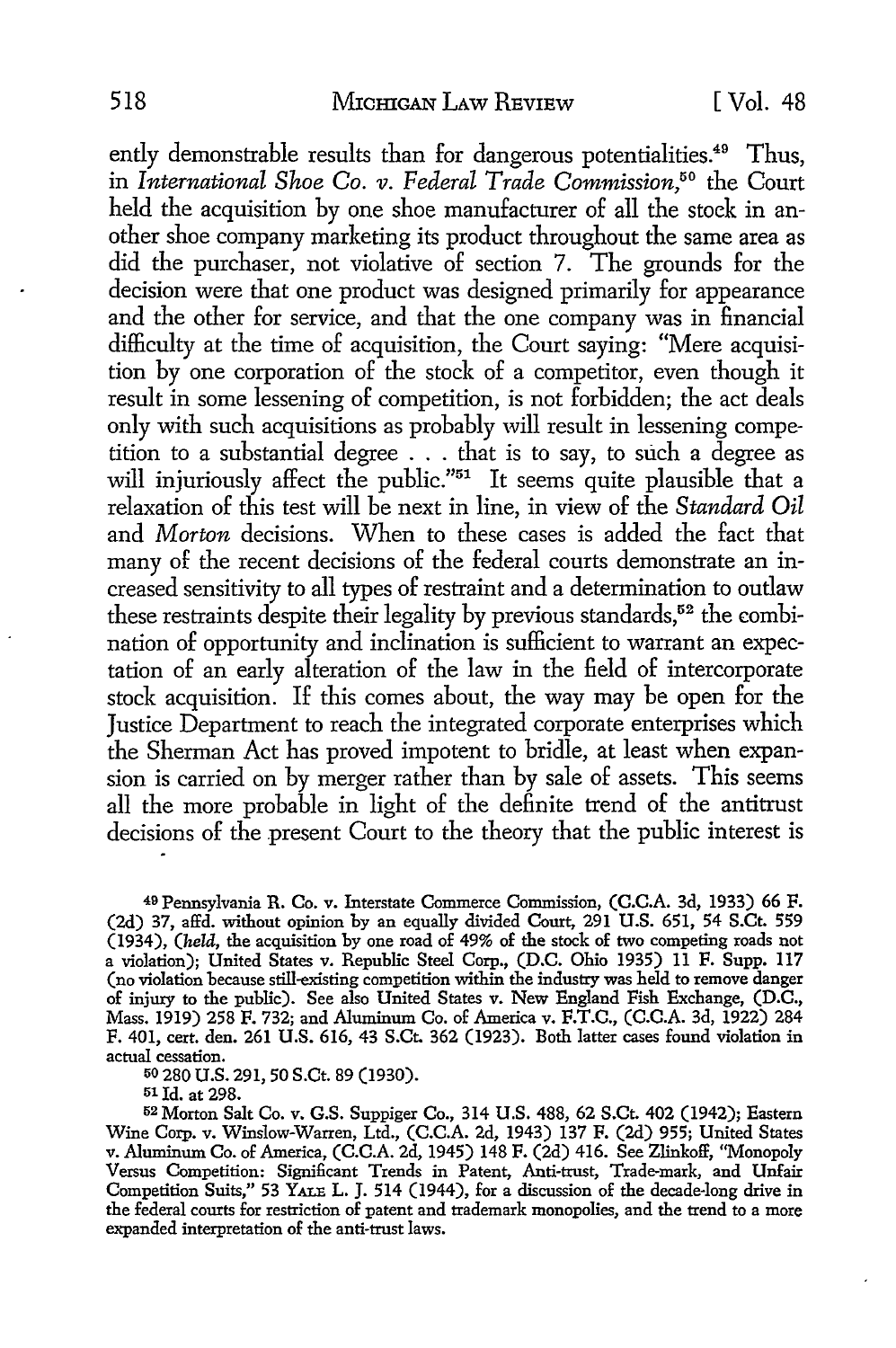ently demonstrable results than for dangerous potentialities.[49] Thus, in *International Shoe Co. v. Federal Trade Commission*,[50] the Court held the acquisition by one shoe manufacturer of all the stock in another shoe company marketing its product throughout the same area as did the purchaser, not violative of section 7. The grounds for the decision were that one product was designed primarily for appearance and the other for service, and that the one company was in financial difficulty at the time of acquisition, the Court saying: "Mere acquisition by one corporation of the stock of a competitor, even though it result in some lessening of competition, is not forbidden; the act deals only with such acquisitions as probably will result in lessening competition to a substantial degree . . . that is to say, to such a degree as will injuriously affect the public."[51] It seems quite plausible that a relaxation of this test will be next in line, in view of the *Standard Oil* and *Morton* decisions. When to these cases is added the fact that many of the recent decisions of the federal courts demonstrate an increased sensitivity to all types of restraint and a determination to outlaw these restraints despite their legality by previous standards,[52] the combination of opportunity and inclination is sufficient to warrant an expectation of an early alteration of the law in the field of intercorporate stock acquisition. If this comes about, the way may be open for the Justice Department to reach the integrated corporate enterprises which the Sherman Act has proved impotent to bridle, at least when expansion is carried on by merger rather than by sale of assets. This seems all the more probable in light of the definite trend of the antitrust decisions of the present Court to the theory that the public interest is

---

[49] Pennsylvania R. Co. v. Interstate Commerce Commission, (C.C.A. 3d, 1933) 66 F. (2d) 37, affd. without opinion by an equally divided Court, 291 U.S. 651, 54 S.Ct. 559 (1934), (*held*, the acquisition by one road of 49% of the stock of two competing roads not a violation); United States v. Republic Steel Corp., (D.C. Ohio 1935) 11 F. Supp. 117 (no violation because still-existing competition within the industry was held to remove danger of injury to the public). See also United States v. New England Fish Exchange, (D.C., Mass. 1919) 258 F. 732; and Aluminum Co. of America v. F.T.C., (C.C.A. 3d, 1922) 284 F. 401, cert. den. 261 U.S. 616, 43 S.Ct. 362 (1923). Both latter cases found violation in actual cessation.

[50] 280 U.S. 291, 50 S.Ct. 89 (1930).

[51] Id. at 298.

[52] Morton Salt Co. v. G.S. Suppiger Co., 314 U.S. 488, 62 S.Ct. 402 (1942); Eastern Wine Corp. v. Winslow-Warren, Ltd., (C.C.A. 2d, 1943) 137 F. (2d) 955; United States v. Aluminum Co. of America, (C.C.A. 2d, 1945) 148 F. (2d) 416. See Zlinkoff, "Monopoly Versus Competition: Significant Trends in Patent, Anti-trust, Trade-mark, and Unfair Competition Suits," 53 YALE L. J. 514 (1944), for a discussion of the decade-long drive in the federal courts for restriction of patent and trademark monopolies, and the trend to a more expanded interpretation of the anti-trust laws.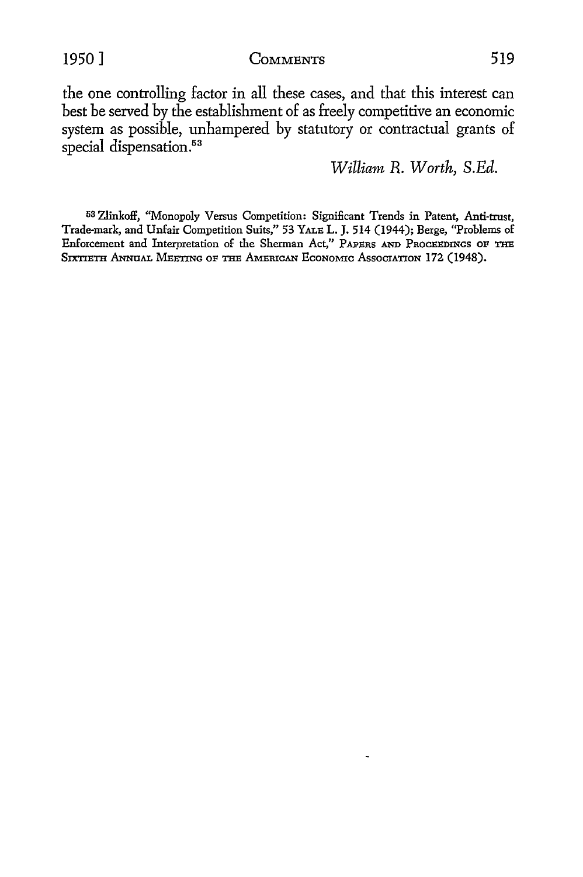the one controlling factor in all these cases, and that this interest can best be served by the establishment of as freely competitive an economic system as possible, unhampered by statutory or contractual grants of special dispensation.[53]

*William R. Worth, S.Ed.*

[53] Zlinkoff, "Monopoly Versus Competition: Significant Trends in Patent, Anti-trust, Trade-mark, and Unfair Competition Suits," 53 YALE L. J. 514 (1944); Berge, "Problems of Enforcement and Interpretation of the Sherman Act," PAPERS AND PROCEEDINGS OF THE SIXTIETH ANNUAL MEETING OF THE AMERICAN ECONOMIC ASSOCIATION 172 (1948).